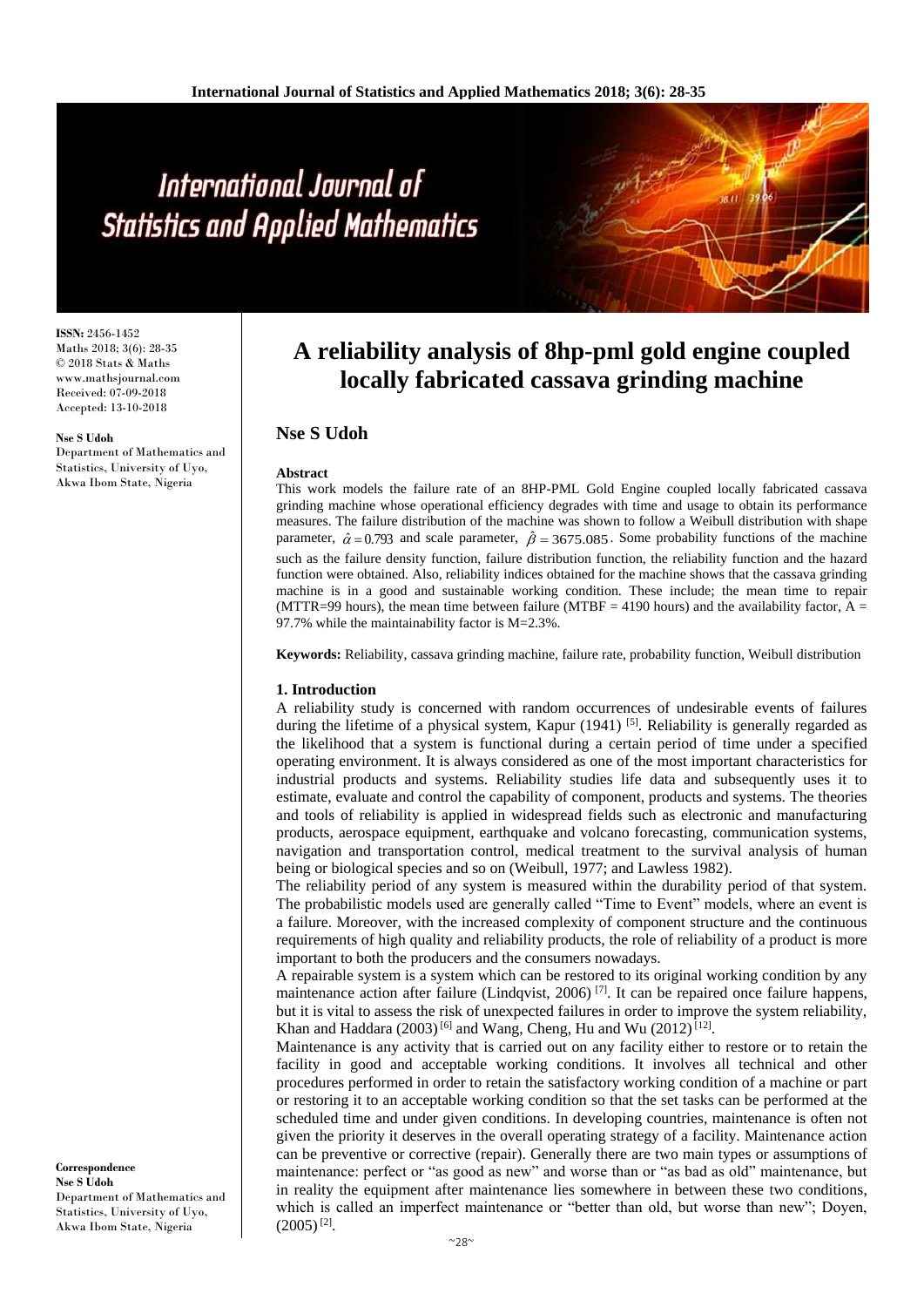# A reliability analysis of 8hp-pml gold engine coupled locally fabricated cassava grinding machine

**Nse S Udoh**

Department of Mathematics and Statistics, University of Uyo, Akwa Ibom State, Nigeria

**ISSN:** 2456-1452
Maths 2018; 3(6): 28-35
© 2018 Stats & Maths
www.mathsjournal.com
Received: 07-09-2018
Accepted: 13-10-2018

**Correspondence**
**Nse S Udoh**
Department of Mathematics and Statistics, University of Uyo, Akwa Ibom State, Nigeria

### Abstract

This work models the failure rate of an 8HP-PML Gold Engine coupled locally fabricated cassava grinding machine whose operational efficiency degrades with time and usage to obtain its performance measures. The failure distribution of the machine was shown to follow a Weibull distribution with shape parameter, $\hat{\alpha} = 0.793$ and scale parameter, $\hat{\beta} = 3675.085$. Some probability functions of the machine such as the failure density function, failure distribution function, the reliability function and the hazard function were obtained. Also, reliability indices obtained for the machine shows that the cassava grinding machine is in a good and sustainable working condition. These include; the mean time to repair (MTTR=99 hours), the mean time between failure (MTBF = 4190 hours) and the availability factor, A = 97.7% while the maintainability factor is M=2.3%.

**Keywords:** Reliability, cassava grinding machine, failure rate, probability function, Weibull distribution

## 1. Introduction

A reliability study is concerned with random occurrences of undesirable events of failures during the lifetime of a physical system, Kapur (1941) [5]. Reliability is generally regarded as the likelihood that a system is functional during a certain period of time under a specified operating environment. It is always considered as one of the most important characteristics for industrial products and systems. Reliability studies life data and subsequently uses it to estimate, evaluate and control the capability of component, products and systems. The theories and tools of reliability is applied in widespread fields such as electronic and manufacturing products, aerospace equipment, earthquake and volcano forecasting, communication systems, navigation and transportation control, medical treatment to the survival analysis of human being or biological species and so on (Weibull, 1977; and Lawless 1982).

The reliability period of any system is measured within the durability period of that system. The probabilistic models used are generally called "Time to Event" models, where an event is a failure. Moreover, with the increased complexity of component structure and the continuous requirements of high quality and reliability products, the role of reliability of a product is more important to both the producers and the consumers nowadays.

A repairable system is a system which can be restored to its original working condition by any maintenance action after failure (Lindqvist, 2006) [7]. It can be repaired once failure happens, but it is vital to assess the risk of unexpected failures in order to improve the system reliability, Khan and Haddara (2003) [6] and Wang, Cheng, Hu and Wu (2012) [12].

Maintenance is any activity that is carried out on any facility either to restore or to retain the facility in good and acceptable working conditions. It involves all technical and other procedures performed in order to retain the satisfactory working condition of a machine or part or restoring it to an acceptable working condition so that the set tasks can be performed at the scheduled time and under given conditions. In developing countries, maintenance is often not given the priority it deserves in the overall operating strategy of a facility. Maintenance action can be preventive or corrective (repair). Generally there are two main types or assumptions of maintenance: perfect or "as good as new" and worse than or "as bad as old" maintenance, but in reality the equipment after maintenance lies somewhere in between these two conditions, which is called an imperfect maintenance or "better than old, but worse than new"; Doyen, (2005) [2].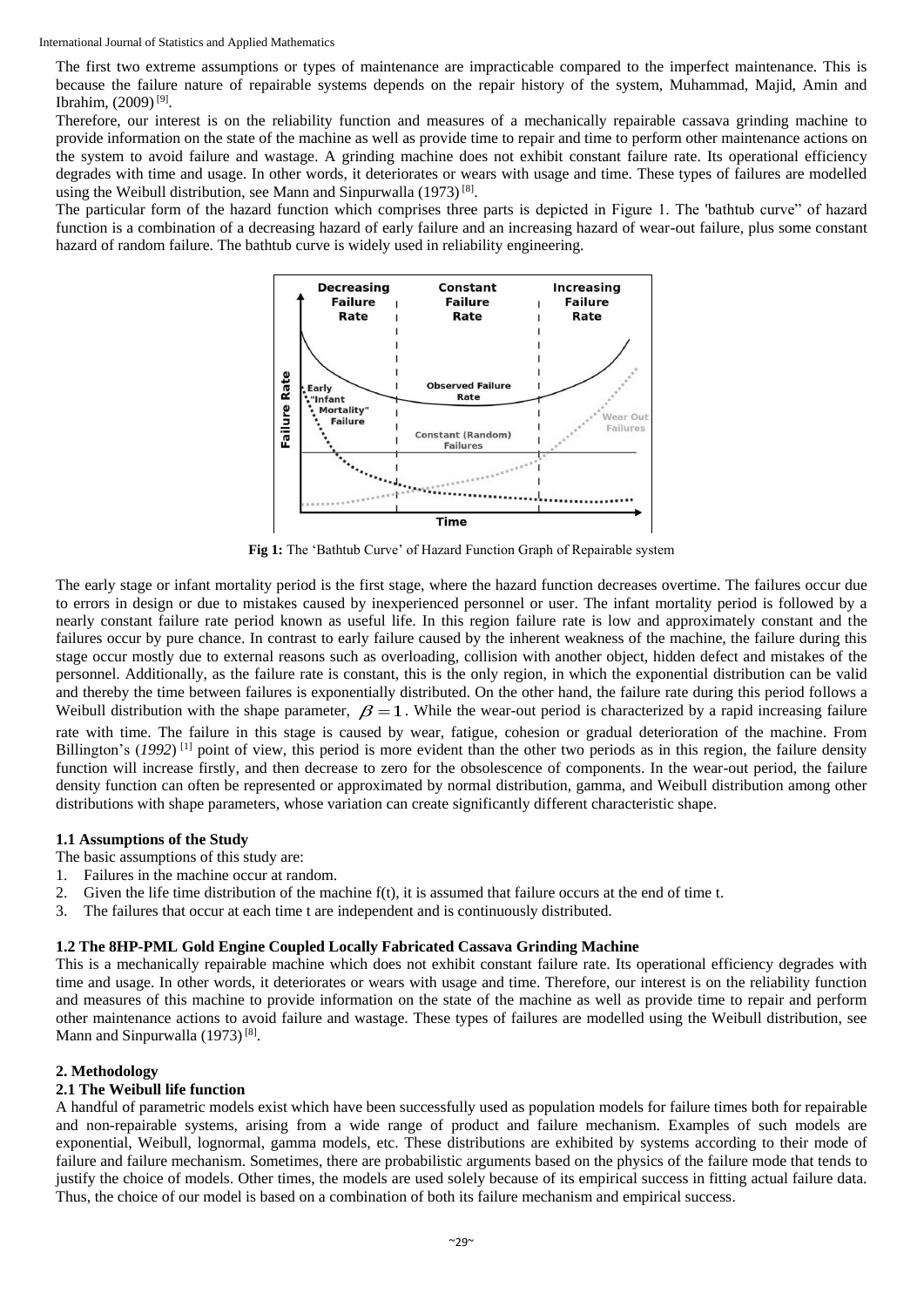The first two extreme assumptions or types of maintenance are impracticable compared to the imperfect maintenance. This is because the failure nature of repairable systems depends on the repair history of the system, Muhammad, Majid, Amin and Ibrahim, (2009) [9].

Therefore, our interest is on the reliability function and measures of a mechanically repairable cassava grinding machine to provide information on the state of the machine as well as provide time to repair and time to perform other maintenance actions on the system to avoid failure and wastage. A grinding machine does not exhibit constant failure rate. Its operational efficiency degrades with time and usage. In other words, it deteriorates or wears with usage and time. These types of failures are modelled using the Weibull distribution, see Mann and Sinpurwalla (1973) [8].

The particular form of the hazard function which comprises three parts is depicted in Figure 1. The 'bathtub curve" of hazard function is a combination of a decreasing hazard of early failure and an increasing hazard of wear-out failure, plus some constant hazard of random failure. The bathtub curve is widely used in reliability engineering.

**Fig 1:** The 'Bathtub Curve' of Hazard Function Graph of Repairable system

The early stage or infant mortality period is the first stage, where the hazard function decreases overtime. The failures occur due to errors in design or due to mistakes caused by inexperienced personnel or user. The infant mortality period is followed by a nearly constant failure rate period known as useful life. In this region failure rate is low and approximately constant and the failures occur by pure chance. In contrast to early failure caused by the inherent weakness of the machine, the failure during this stage occur mostly due to external reasons such as overloading, collision with another object, hidden defect and mistakes of the personnel. Additionally, as the failure rate is constant, this is the only region, in which the exponential distribution can be valid and thereby the time between failures is exponentially distributed. On the other hand, the failure rate during this period follows a Weibull distribution with the shape parameter, $\beta = 1$. While the wear-out period is characterized by a rapid increasing failure rate with time. The failure in this stage is caused by wear, fatigue, cohesion or gradual deterioration of the machine. From Billington's (*1992*) [1] point of view, this period is more evident than the other two periods as in this region, the failure density function will increase firstly, and then decrease to zero for the obsolescence of components. In the wear-out period, the failure density function can often be represented or approximated by normal distribution, gamma, and Weibull distribution among other distributions with shape parameters, whose variation can create significantly different characteristic shape.

### 1.1 Assumptions of the Study

The basic assumptions of this study are:

1. Failures in the machine occur at random.
2. Given the life time distribution of the machine f(t), it is assumed that failure occurs at the end of time t.
3. The failures that occur at each time t are independent and is continuously distributed.

### 1.2 The 8HP-PML Gold Engine Coupled Locally Fabricated Cassava Grinding Machine

This is a mechanically repairable machine which does not exhibit constant failure rate. Its operational efficiency degrades with time and usage. In other words, it deteriorates or wears with usage and time. Therefore, our interest is on the reliability function and measures of this machine to provide information on the state of the machine as well as provide time to repair and perform other maintenance actions to avoid failure and wastage. These types of failures are modelled using the Weibull distribution, see Mann and Sinpurwalla (1973) [8].

## 2. Methodology

### 2.1 The Weibull life function

A handful of parametric models exist which have been successfully used as population models for failure times both for repairable and non-repairable systems, arising from a wide range of product and failure mechanism. Examples of such models are exponential, Weibull, lognormal, gamma models, etc. These distributions are exhibited by systems according to their mode of failure and failure mechanism. Sometimes, there are probabilistic arguments based on the physics of the failure mode that tends to justify the choice of models. Other times, the models are used solely because of its empirical success in fitting actual failure data. Thus, the choice of our model is based on a combination of both its failure mechanism and empirical success.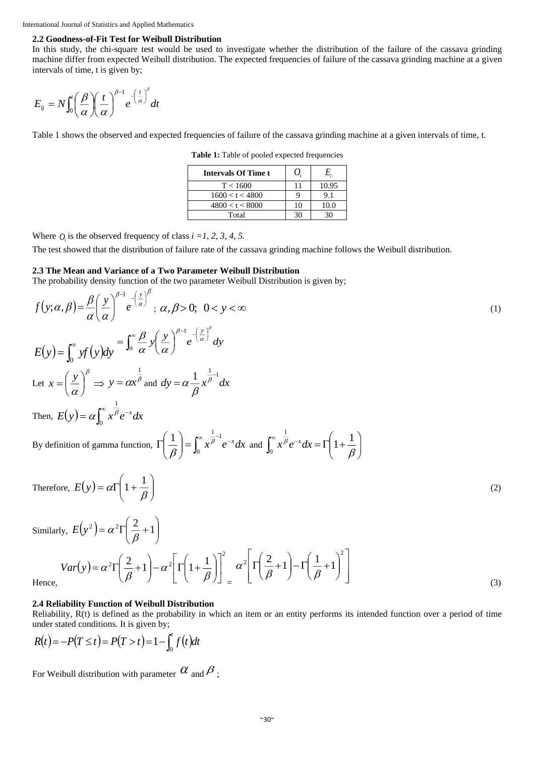### 2.2 Goodness-of-Fit Test for Weibull Distribution

In this study, the chi-square test would be used to investigate whether the distribution of the failure of the cassava grinding machine differ from expected Weibull distribution. The expected frequencies of failure of the cassava grinding machine at a given intervals of time, t is given by;

$$E_{ij} = N\int_0^t \left(\frac{\beta}{\alpha}\right)\left(\frac{t}{\alpha}\right)^{\beta-1} e^{-\left(\frac{t}{\alpha}\right)^{\beta}} dt$$

Table 1 shows the observed and expected frequencies of failure of the cassava grinding machine at a given intervals of time, t.

**Table 1:** Table of pooled expected frequencies

| Intervals Of Time t | $O_i$ | $E_i$ |
|---|---|---|
| T < 1600 | 11 | 10.95 |
| 1600 < t < 4800 | 9 | 9.1 |
| 4800 < t < 8000 | 10 | 10.0 |
| Total | 30 | 30 |

Where $O_i$ is the observed frequency of class *i =1, 2, 3, 4, 5.*

The test showed that the distribution of failure rate of the cassava grinding machine follows the Weibull distribution.

### 2.3 The Mean and Variance of a Two Parameter Weibull Distribution

The probability density function of the two parameter Weibull Distribution is given by;

$$f(y;\alpha,\beta) = \frac{\beta}{\alpha}\left(\frac{y}{\alpha}\right)^{\beta-1} e^{-\left(\frac{y}{\alpha}\right)^{\beta}} \ ;\ \alpha,\beta > 0;\ \ 0 < y < \infty \tag{1}$$

$$E(y) = \int_0^{\infty} y f(y) dy = \int_0^{\infty} \frac{\beta}{\alpha} y \left(\frac{y}{\alpha}\right)^{\beta-1} e^{-\left(\frac{y}{\alpha}\right)^{\beta}} dy$$

Let $x = \left(\frac{y}{\alpha}\right)^{\beta} \Rightarrow y = \alpha x^{\frac{1}{\beta}}$ and $dy = \alpha \frac{1}{\beta} x^{\frac{1}{\beta}-1} dx$

Then, $E(y) = \alpha \int_0^{\infty} x^{\frac{1}{\beta}} e^{-x} dx$

By definition of gamma function, $\Gamma\left(\frac{1}{\beta}\right) = \int_0^{\infty} x^{\frac{1}{\beta}-1} e^{-x} dx$ and $\int_0^{\infty} x^{\frac{1}{\beta}} e^{-x} dx = \Gamma\left(1 + \frac{1}{\beta}\right)$

Therefore, $E(y) = \alpha \Gamma\left(1 + \frac{1}{\beta}\right)$ (2)

Similarly, $E(y^2) = \alpha^2 \Gamma\left(\frac{2}{\beta} + 1\right)$

Hence,

$$Var(y) = \alpha^2 \Gamma\left(\frac{2}{\beta} + 1\right) - \alpha^2\left[\Gamma\left(1 + \frac{1}{\beta}\right)\right]^2 = \alpha^2\left[\Gamma\left(\frac{2}{\beta} + 1\right) - \Gamma\left(\frac{1}{\beta} + 1\right)^2\right] \tag{3}$$

### 2.4 Reliability Function of Weibull Distribution

Reliability, R(t) is defined as the probability in which an item or an entity performs its intended function over a period of time under stated conditions. It is given by;

$$R(t) = -P(T \le t) = P(T > t) = 1 - \int_0^t f(t) dt$$

For Weibull distribution with parameter $\alpha$ and $\beta$;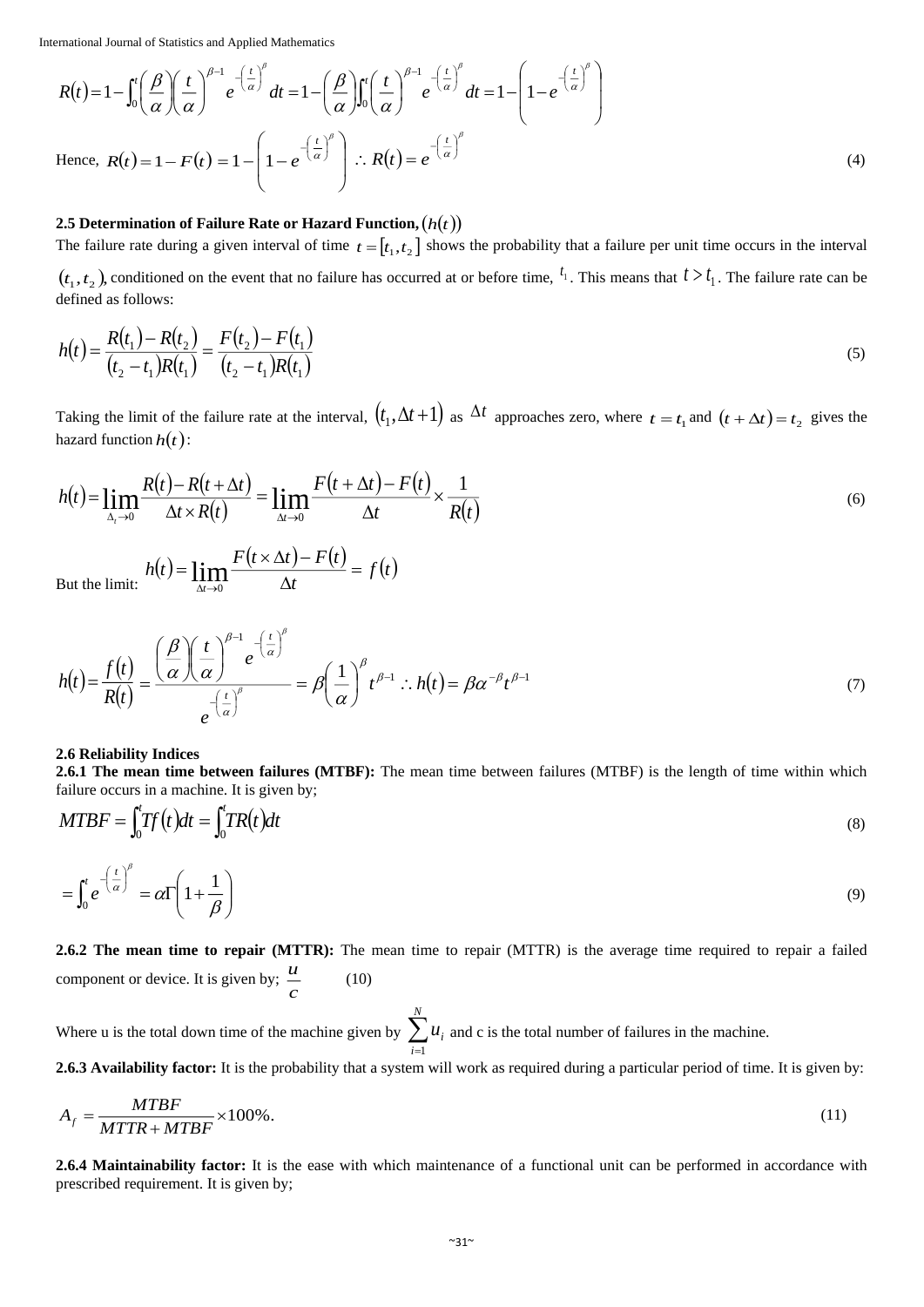$$R(t)=1-\int_0^t\left(\frac{\beta}{\alpha}\right)\left(\frac{t}{\alpha}\right)^{\beta-1}e^{-\left(\frac{t}{\alpha}\right)^{\beta}}dt=1-\left(\frac{\beta}{\alpha}\right)\int_0^t\left(\frac{t}{\alpha}\right)^{\beta-1}e^{-\left(\frac{t}{\alpha}\right)^{\beta}}dt=1-\left(1-e^{-\left(\frac{t}{\alpha}\right)^{\beta}}\right)$$

Hence, $R(t)=1-F(t)=1-\left(1-e^{-\left(\frac{t}{\alpha}\right)^{\beta}}\right)\ \therefore R(t)=e^{-\left(\frac{t}{\alpha}\right)^{\beta}}$ (4)

### 2.5 Determination of Failure Rate or Hazard Function, $(h(t))$

The failure rate during a given interval of time $t=[t_1,t_2]$ shows the probability that a failure per unit time occurs in the interval $(t_1,t_2)$, conditioned on the event that no failure has occurred at or before time, $t_1$. This means that $t>t_1$. The failure rate can be defined as follows:

$$h(t)=\frac{R(t_1)-R(t_2)}{(t_2-t_1)R(t_1)}=\frac{F(t_2)-F(t_1)}{(t_2-t_1)R(t_1)} \tag{5}$$

Taking the limit of the failure rate at the interval, $(t_1,\Delta t+1)$ as $\Delta t$ approaches zero, where $t=t_1$ and $(t+\Delta t)=t_2$ gives the hazard function $h(t)$:

$$h(t)=\lim_{\Delta_t\to 0}\frac{R(t)-R(t+\Delta t)}{\Delta t\times R(t)}=\lim_{\Delta t\to 0}\frac{F(t+\Delta t)-F(t)}{\Delta t}\times\frac{1}{R(t)} \tag{6}$$

But the limit: $h(t)=\lim_{\Delta t\to 0}\frac{F(t\times\Delta t)-F(t)}{\Delta t}=f(t)$

$$h(t)=\frac{f(t)}{R(t)}=\frac{\left(\frac{\beta}{\alpha}\right)\left(\frac{t}{\alpha}\right)^{\beta-1}e^{-\left(\frac{t}{\alpha}\right)^{\beta}}}{e^{-\left(\frac{t}{\alpha}\right)^{\beta}}}=\beta\left(\frac{1}{\alpha}\right)^{\beta}t^{\beta-1}\ \therefore h(t)=\beta\alpha^{-\beta}t^{\beta-1} \tag{7}$$

### 2.6 Reliability Indices

**2.6.1 The mean time between failures (MTBF):** The mean time between failures (MTBF) is the length of time within which failure occurs in a machine. It is given by;

$$MTBF=\int_0^t Tf(t)dt=\int_0^t TR(t)dt \tag{8}$$

$$=\int_0^t e^{-\left(\frac{t}{\alpha}\right)^{\beta}}=\alpha\Gamma\left(1+\frac{1}{\beta}\right) \tag{9}$$

**2.6.2 The mean time to repair (MTTR):** The mean time to repair (MTTR) is the average time required to repair a failed component or device. It is given by; $\frac{u}{c}$ (10)

Where u is the total down time of the machine given by $\sum_{i=1}^{N}u_i$ and c is the total number of failures in the machine.

**2.6.3 Availability factor:** It is the probability that a system will work as required during a particular period of time. It is given by:

$$A_f=\frac{MTBF}{MTTR+MTBF}\times 100\%. \tag{11}$$

**2.6.4 Maintainability factor:** It is the ease with which maintenance of a functional unit can be performed in accordance with prescribed requirement. It is given by;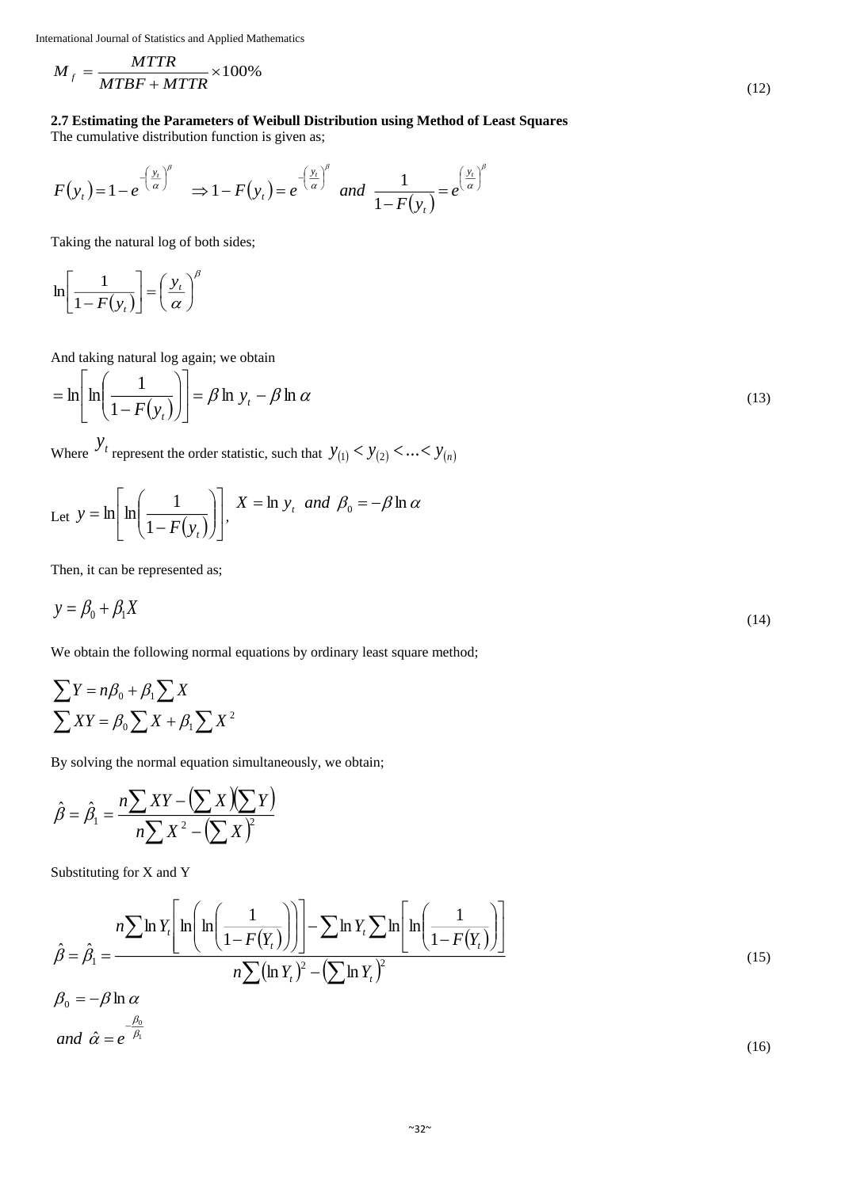$$M_f = \frac{MTTR}{MTBF + MTTR} \times 100\% \tag{12}$$

**2.7 Estimating the Parameters of Weibull Distribution using Method of Least Squares**

The cumulative distribution function is given as;

$$F(y_t) = 1 - e^{-\left(\frac{y_t}{\alpha}\right)^\beta} \quad \Rightarrow 1 - F(y_t) = e^{-\left(\frac{y_t}{\alpha}\right)^\beta} \quad and \quad \frac{1}{1 - F(y_t)} = e^{\left(\frac{y_t}{\alpha}\right)^\beta}$$

Taking the natural log of both sides;

$$\ln\left[\frac{1}{1 - F(y_t)}\right] = \left(\frac{y_t}{\alpha}\right)^\beta$$

And taking natural log again; we obtain

$$= \ln\left[\ln\left(\frac{1}{1 - F(y_t)}\right)\right] = \beta \ln y_t - \beta \ln \alpha \tag{13}$$

Where $y_t$ represent the order statistic, such that $y_{(1)} < y_{(2)} < \ldots < y_{(n)}$

Let $y = \ln\left[\ln\left(\frac{1}{1 - F(y_t)}\right)\right]$, $X = \ln y_t \;\; and \;\; \beta_0 = -\beta \ln \alpha$

Then, it can be represented as;

$$y = \beta_0 + \beta_1 X \tag{14}$$

We obtain the following normal equations by ordinary least square method;

$$\sum Y = n\beta_0 + \beta_1 \sum X$$
$$\sum XY = \beta_0 \sum X + \beta_1 \sum X^2$$

By solving the normal equation simultaneously, we obtain;

$$\hat{\beta} = \hat{\beta}_1 = \frac{n\sum XY - \left(\sum X\right)\left(\sum Y\right)}{n\sum X^2 - \left(\sum X\right)^2}$$

Substituting for X and Y

$$\hat{\beta} = \hat{\beta}_1 = \frac{n\sum \ln Y_t\left[\ln\left(\ln\left(\frac{1}{1 - F(Y_t)}\right)\right)\right] - \sum \ln Y_t \sum \ln\left[\ln\left(\frac{1}{1 - F(Y_t)}\right)\right]}{n\sum\left(\ln Y_t\right)^2 - \left(\sum \ln Y_t\right)^2} \tag{15}$$

$$\beta_0 = -\beta \ln \alpha$$

$$and \;\; \hat{\alpha} = e^{-\frac{\beta_0}{\beta_1}} \tag{16}$$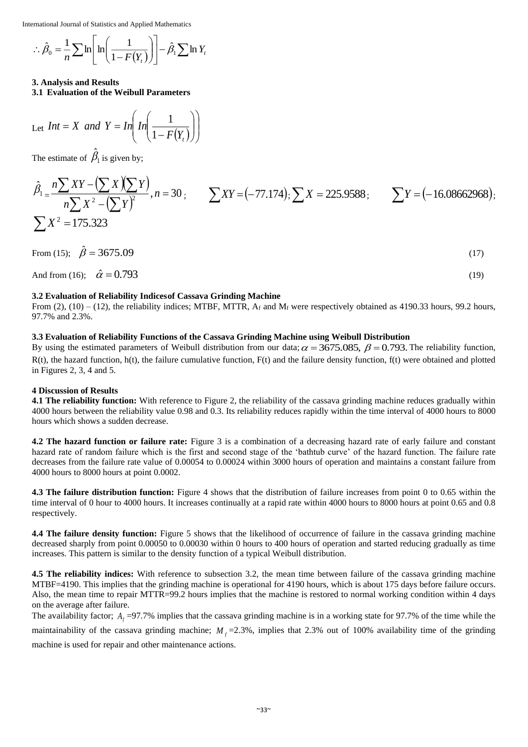$$\therefore \hat{\beta}_0 = \frac{1}{n}\sum \ln\left[\ln\left(\frac{1}{1-F(Y_t)}\right)\right] - \hat{\beta}_1 \sum \ln Y_t$$

**3. Analysis and Results**

**3.1 Evaluation of the Weibull Parameters**

Let $Int = X \ and \ Y = In\left(In\left(\frac{1}{1-F(Y_t)}\right)\right)$

The estimate of $\hat{\beta}_1$ is given by;

$$\hat{\beta}_1 = \frac{n\sum XY - \left(\sum X\right)\left(\sum Y\right)}{n\sum X^2 - \left(\sum Y\right)^2}, n = 30; \qquad \sum XY = (-77.174); \sum X = 225.9588; \qquad \sum Y = (-16.08662968); \sum X^2 = 175.323$$

From (15); $\hat{\beta} = 3675.09$ (17)

And from (16); $\hat{\alpha} = 0.793$ (19)

**3.2 Evaluation of Reliability Indicesof Cassava Grinding Machine**

From (2), (10) – (12), the reliability indices; MTBF, MTTR, $A_f$ and $M_f$ were respectively obtained as 4190.33 hours, 99.2 hours, 97.7% and 2.3%.

**3.3 Evaluation of Reliability Functions of the Cassava Grinding Machine using Weibull Distribution**

By using the estimated parameters of Weibull distribution from our data; $\alpha = 3675.085$, $\beta = 0.793$. The reliability function, R(t), the hazard function, h(t), the failure cumulative function, F(t) and the failure density function, f(t) were obtained and plotted in Figures 2, 3, 4 and 5.

**4 Discussion of Results**

**4.1 The reliability function:** With reference to Figure 2, the reliability of the cassava grinding machine reduces gradually within 4000 hours between the reliability value 0.98 and 0.3. Its reliability reduces rapidly within the time interval of 4000 hours to 8000 hours which shows a sudden decrease.

**4.2 The hazard function or failure rate:** Figure 3 is a combination of a decreasing hazard rate of early failure and constant hazard rate of random failure which is the first and second stage of the 'bathtub curve' of the hazard function. The failure rate decreases from the failure rate value of 0.00054 to 0.00024 within 3000 hours of operation and maintains a constant failure from 4000 hours to 8000 hours at point 0.0002.

**4.3 The failure distribution function:** Figure 4 shows that the distribution of failure increases from point 0 to 0.65 within the time interval of 0 hour to 4000 hours. It increases continually at a rapid rate within 4000 hours to 8000 hours at point 0.65 and 0.8 respectively.

**4.4 The failure density function:** Figure 5 shows that the likelihood of occurrence of failure in the cassava grinding machine decreased sharply from point 0.00050 to 0.00030 within 0 hours to 400 hours of operation and started reducing gradually as time increases. This pattern is similar to the density function of a typical Weibull distribution.

**4.5 The reliability indices:** With reference to subsection 3.2, the mean time between failure of the cassava grinding machine MTBF=4190. This implies that the grinding machine is operational for 4190 hours, which is about 175 days before failure occurs. Also, the mean time to repair MTTR=99.2 hours implies that the machine is restored to normal working condition within 4 days on the average after failure.

The availability factor; $A_f$ =97.7% implies that the cassava grinding machine is in a working state for 97.7% of the time while the maintainability of the cassava grinding machine; $M_f$ =2.3%, implies that 2.3% out of 100% availability time of the grinding machine is used for repair and other maintenance actions.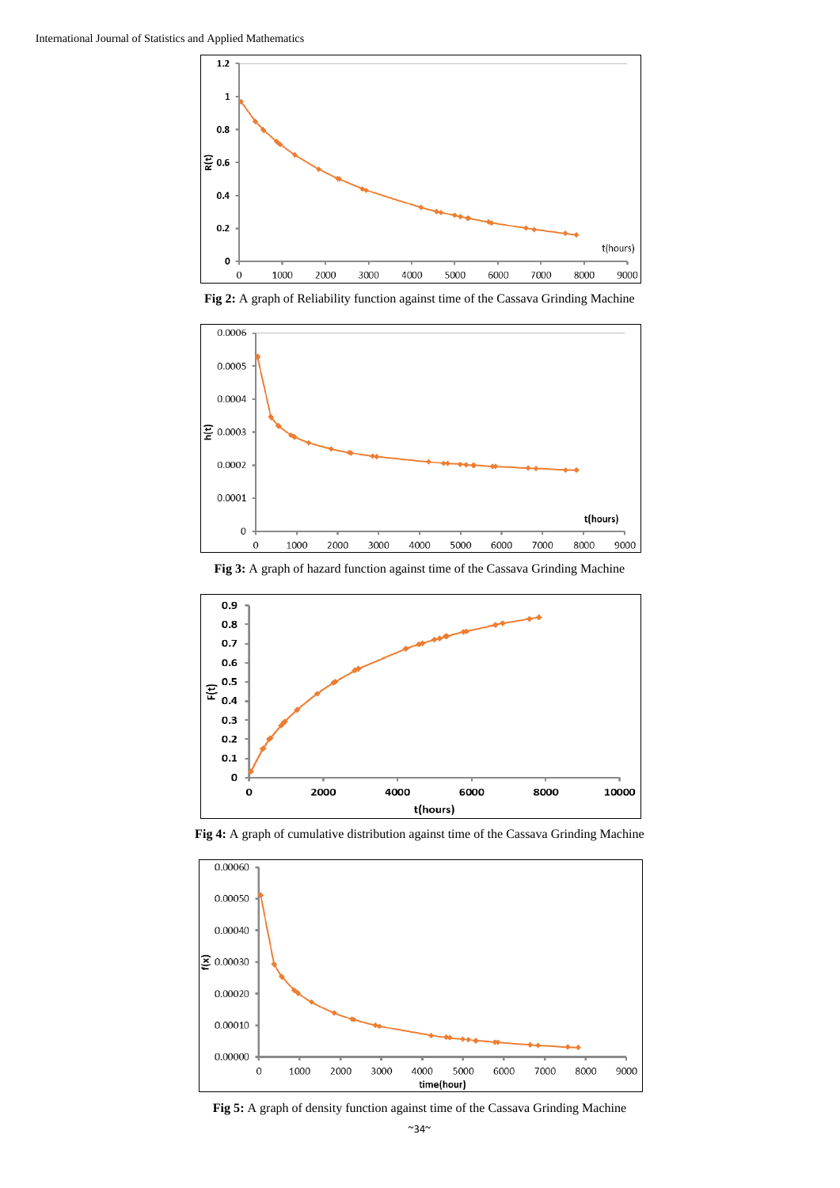Fig 2: A graph of Reliability function against time of the Cassava Grinding Machine

Fig 3: A graph of hazard function against time of the Cassava Grinding Machine

Fig 4: A graph of cumulative distribution against time of the Cassava Grinding Machine

Fig 5: A graph of density function against time of the Cassava Grinding Machine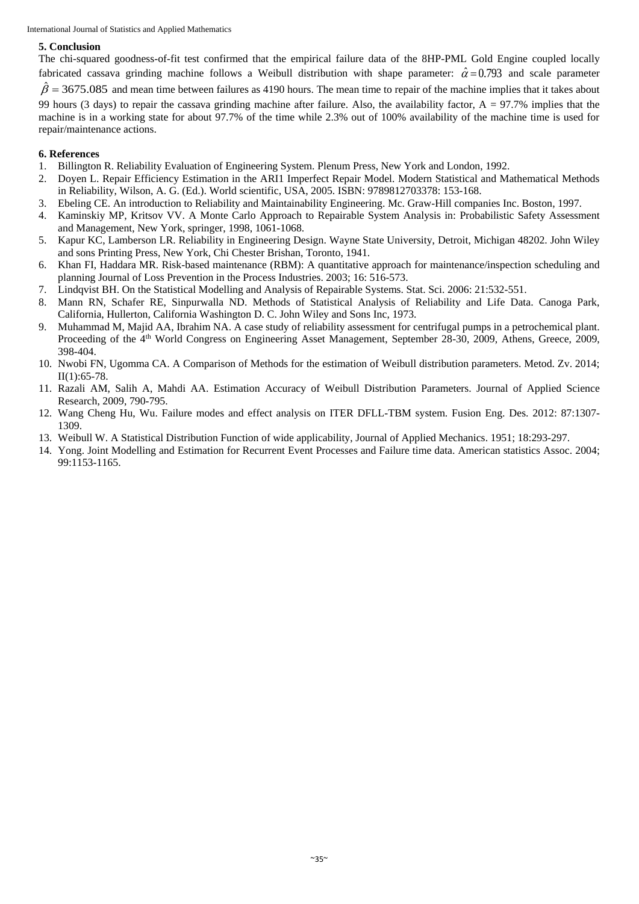## 5. Conclusion

The chi-squared goodness-of-fit test confirmed that the empirical failure data of the 8HP-PML Gold Engine coupled locally fabricated cassava grinding machine follows a Weibull distribution with shape parameter: $\hat{\alpha} = 0.793$ and scale parameter $\hat{\beta} = 3675.085$ and mean time between failures as 4190 hours. The mean time to repair of the machine implies that it takes about 99 hours (3 days) to repair the cassava grinding machine after failure. Also, the availability factor, A = 97.7% implies that the machine is in a working state for about 97.7% of the time while 2.3% out of 100% availability of the machine time is used for repair/maintenance actions.

## 6. References

1. Billington R. Reliability Evaluation of Engineering System. Plenum Press, New York and London, 1992.
2. Doyen L. Repair Efficiency Estimation in the ARI1 Imperfect Repair Model. Modern Statistical and Mathematical Methods in Reliability, Wilson, A. G. (Ed.). World scientific, USA, 2005. ISBN: 9789812703378: 153-168.
3. Ebeling CE. An introduction to Reliability and Maintainability Engineering. Mc. Graw-Hill companies Inc. Boston, 1997.
4. Kaminskiy MP, Kritsov VV. A Monte Carlo Approach to Repairable System Analysis in: Probabilistic Safety Assessment and Management, New York, springer, 1998, 1061-1068.
5. Kapur KC, Lamberson LR. Reliability in Engineering Design. Wayne State University, Detroit, Michigan 48202. John Wiley and sons Printing Press, New York, Chi Chester Brishan, Toronto, 1941.
6. Khan FI, Haddara MR. Risk-based maintenance (RBM): A quantitative approach for maintenance/inspection scheduling and planning Journal of Loss Prevention in the Process Industries. 2003; 16: 516-573.
7. Lindqvist BH. On the Statistical Modelling and Analysis of Repairable Systems. Stat. Sci. 2006: 21:532-551.
8. Mann RN, Schafer RE, Sinpurwalla ND. Methods of Statistical Analysis of Reliability and Life Data. Canoga Park, California, Hullerton, California Washington D. C. John Wiley and Sons Inc, 1973.
9. Muhammad M, Majid AA, Ibrahim NA. A case study of reliability assessment for centrifugal pumps in a petrochemical plant. Proceeding of the 4th World Congress on Engineering Asset Management, September 28-30, 2009, Athens, Greece, 2009, 398-404.
10. Nwobi FN, Ugomma CA. A Comparison of Methods for the estimation of Weibull distribution parameters. Metod. Zv. 2014; II(1):65-78.
11. Razali AM, Salih A, Mahdi AA. Estimation Accuracy of Weibull Distribution Parameters. Journal of Applied Science Research, 2009, 790-795.
12. Wang Cheng Hu, Wu. Failure modes and effect analysis on ITER DFLL-TBM system. Fusion Eng. Des. 2012: 87:1307-1309.
13. Weibull W. A Statistical Distribution Function of wide applicability, Journal of Applied Mechanics. 1951; 18:293-297.
14. Yong. Joint Modelling and Estimation for Recurrent Event Processes and Failure time data. American statistics Assoc. 2004; 99:1153-1165.